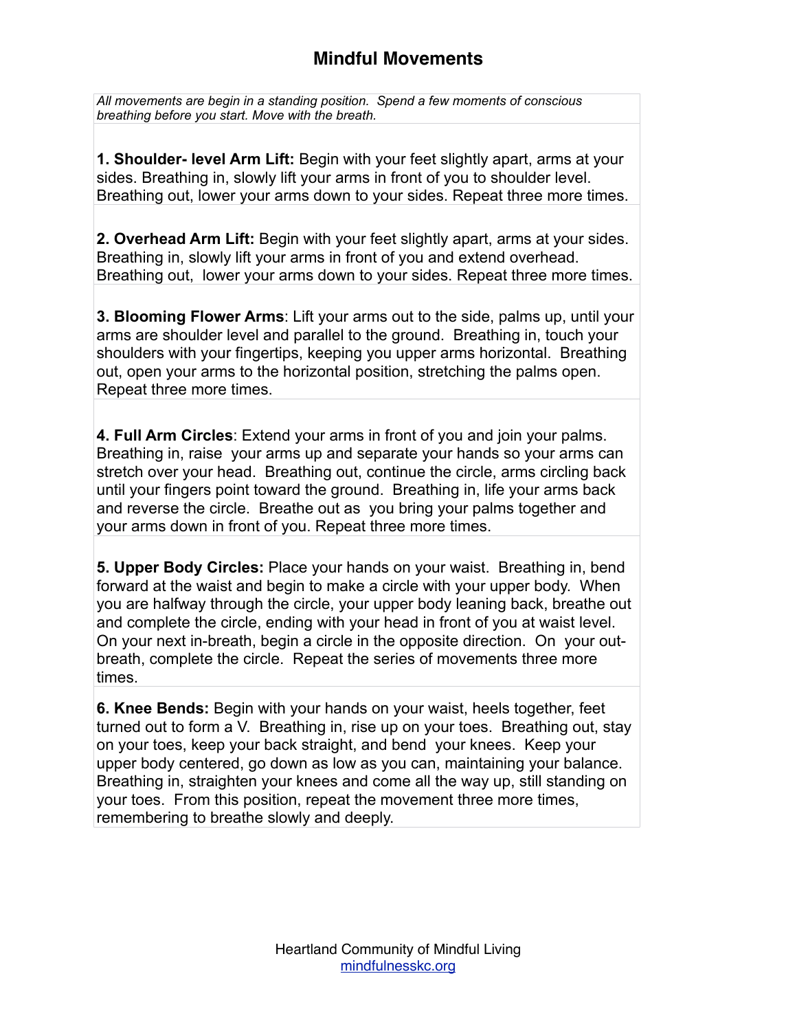# Mindful Movements

*All movements are begin in a standing position. Spend a few moments of conscious breathing before you start. Move with the breath.*

**1. Shoulder- level Arm Lift:** Begin with your feet slightly apart, arms at your sides. Breathing in, slowly lift your arms in front of you to shoulder level. Breathing out, lower your arms down to your sides. Repeat three more times.

**2. Overhead Arm Lift:** Begin with your feet slightly apart, arms at your sides. Breathing in, slowly lift your arms in front of you and extend overhead. Breathing out, lower your arms down to your sides. Repeat three more times.

**3. Blooming Flower Arms**: Lift your arms out to the side, palms up, until your arms are shoulder level and parallel to the ground. Breathing in, touch your shoulders with your fingertips, keeping you upper arms horizontal. Breathing out, open your arms to the horizontal position, stretching the palms open. Repeat three more times.

**4. Full Arm Circles**: Extend your arms in front of you and join your palms. Breathing in, raise your arms up and separate your hands so your arms can stretch over your head. Breathing out, continue the circle, arms circling back until your fingers point toward the ground. Breathing in, life your arms back and reverse the circle. Breathe out as you bring your palms together and your arms down in front of you. Repeat three more times.

**5. Upper Body Circles:** Place your hands on your waist. Breathing in, bend forward at the waist and begin to make a circle with your upper body. When you are halfway through the circle, your upper body leaning back, breathe out and complete the circle, ending with your head in front of you at waist level. On your next in-breath, begin a circle in the opposite direction. On your out-breath, complete the circle. Repeat the series of movements three more times.

**6. Knee Bends:** Begin with your hands on your waist, heels together, feet turned out to form a V. Breathing in, rise up on your toes. Breathing out, stay on your toes, keep your back straight, and bend your knees. Keep your upper body centered, go down as low as you can, maintaining your balance. Breathing in, straighten your knees and come all the way up, still standing on your toes. From this position, repeat the movement three more times, remembering to breathe slowly and deeply.

Heartland Community of Mindful Living
mindfulnesskc.org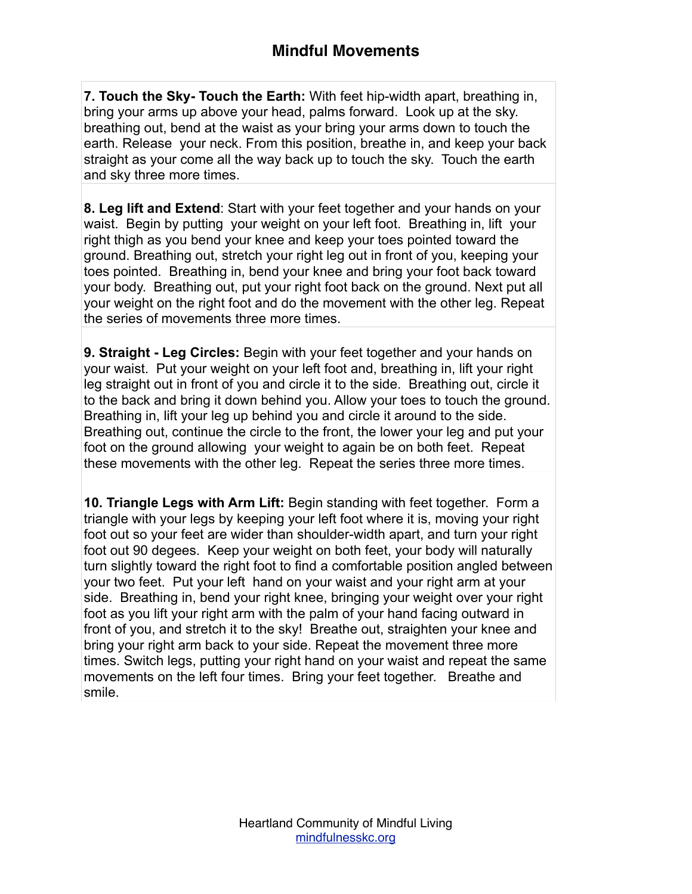# Mindful Movements

**7. Touch the Sky- Touch the Earth:** With feet hip-width apart, breathing in, bring your arms up above your head, palms forward. Look up at the sky. breathing out, bend at the waist as your bring your arms down to touch the earth. Release your neck. From this position, breathe in, and keep your back straight as your come all the way back up to touch the sky. Touch the earth and sky three more times.

**8. Leg lift and Extend**: Start with your feet together and your hands on your waist. Begin by putting your weight on your left foot. Breathing in, lift your right thigh as you bend your knee and keep your toes pointed toward the ground. Breathing out, stretch your right leg out in front of you, keeping your toes pointed. Breathing in, bend your knee and bring your foot back toward your body. Breathing out, put your right foot back on the ground. Next put all your weight on the right foot and do the movement with the other leg. Repeat the series of movements three more times.

**9. Straight - Leg Circles:** Begin with your feet together and your hands on your waist. Put your weight on your left foot and, breathing in, lift your right leg straight out in front of you and circle it to the side. Breathing out, circle it to the back and bring it down behind you. Allow your toes to touch the ground. Breathing in, lift your leg up behind you and circle it around to the side. Breathing out, continue the circle to the front, the lower your leg and put your foot on the ground allowing your weight to again be on both feet. Repeat these movements with the other leg. Repeat the series three more times.

**10. Triangle Legs with Arm Lift:** Begin standing with feet together. Form a triangle with your legs by keeping your left foot where it is, moving your right foot out so your feet are wider than shoulder-width apart, and turn your right foot out 90 degees. Keep your weight on both feet, your body will naturally turn slightly toward the right foot to find a comfortable position angled between your two feet. Put your left hand on your waist and your right arm at your side. Breathing in, bend your right knee, bringing your weight over your right foot as you lift your right arm with the palm of your hand facing outward in front of you, and stretch it to the sky! Breathe out, straighten your knee and bring your right arm back to your side. Repeat the movement three more times. Switch legs, putting your right hand on your waist and repeat the same movements on the left four times. Bring your feet together. Breathe and smile.

Heartland Community of Mindful Living
mindfulnesskc.org